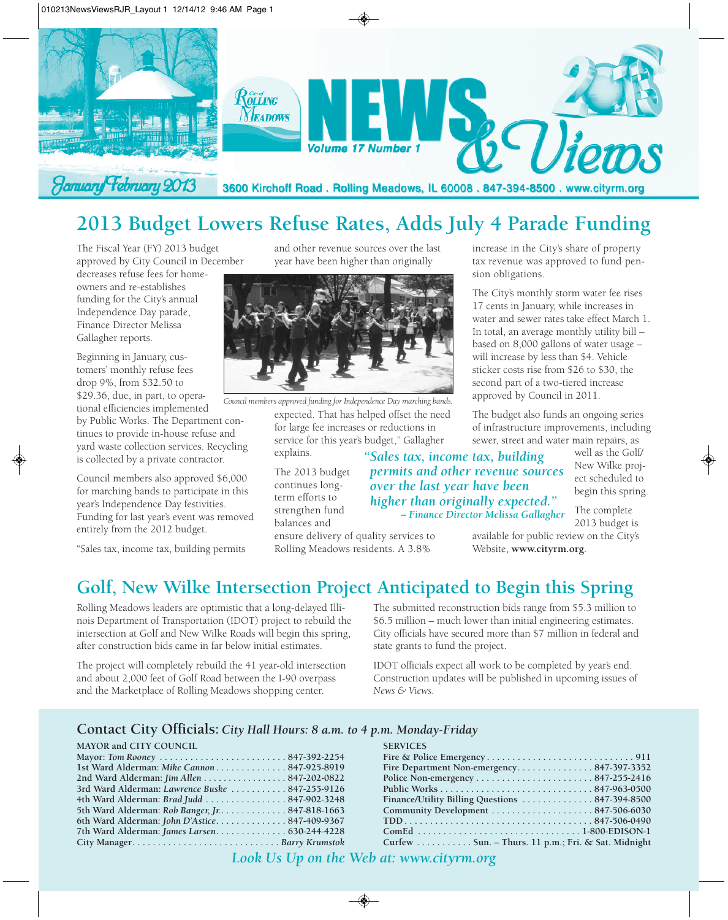# City of Rolling Meadows NEWS & Views

Volume 17 Number 1

January/February 2013

3600 Kirchoff Road . Rolling Meadows, IL 60008 . 847-394-8500 . www.cityrm.org

## 2013 Budget Lowers Refuse Rates, Adds July 4 Parade Funding

The Fiscal Year (FY) 2013 budget approved by City Council in December decreases refuse fees for homeowners and re-establishes funding for the City's annual Independence Day parade, Finance Director Melissa Gallagher reports.

Beginning in January, customers' monthly refuse fees drop 9%, from $32.50 to $29.36, due, in part, to operational efficiencies implemented by Public Works. The Department continues to provide in-house refuse and yard waste collection services. Recycling is collected by a private contractor.

Council members also approved $6,000 for marching bands to participate in this year's Independence Day festivities. Funding for last year's event was removed entirely from the 2012 budget.

"Sales tax, income tax, building permits and other revenue sources over the last year have been higher than originally expected. That has helped offset the need for large fee increases or reductions in service for this year's budget," Gallagher explains.

Council members approved funding for Independence Day marching bands.

*"Sales tax, income tax, building permits and other revenue sources over the last year have been higher than originally expected."*
*– Finance Director Melissa Gallagher*

The 2013 budget continues long-term efforts to strengthen fund balances and ensure delivery of quality services to Rolling Meadows residents. A 3.8% increase in the City's share of property tax revenue was approved to fund pension obligations.

The City's monthly storm water fee rises 17 cents in January, while increases in water and sewer rates take effect March 1. In total, an average monthly utility bill – based on 8,000 gallons of water usage – will increase by less than $4. Vehicle sticker costs rise from $26 to $30, the second part of a two-tiered increase approved by Council in 2011.

The budget also funds an ongoing series of infrastructure improvements, including sewer, street and water main repairs, as well as the Golf/New Wilke project scheduled to begin this spring.

The complete 2013 budget is available for public review on the City's Website, **www.cityrm.org**.

## Golf, New Wilke Intersection Project Anticipated to Begin this Spring

Rolling Meadows leaders are optimistic that a long-delayed Illinois Department of Transportation (IDOT) project to rebuild the intersection at Golf and New Wilke Roads will begin this spring, after construction bids came in far below initial estimates.

The project will completely rebuild the 41 year-old intersection and about 2,000 feet of Golf Road between the I-90 overpass and the Marketplace of Rolling Meadows shopping center.

The submitted reconstruction bids range from $5.3 million to $6.5 million – much lower than initial engineering estimates. City officials have secured more than $7 million in federal and state grants to fund the project.

IDOT officials expect all work to be completed by year's end. Construction updates will be published in upcoming issues of *News & Views*.

## Contact City Officials: *City Hall Hours: 8 a.m. to 4 p.m. Monday-Friday*

**MAYOR and CITY COUNCIL**

| | |
|---|---|
| Mayor: *Tom Rooney* | 847-392-2254 |
| 1st Ward Alderman: *Mike Cannon* | 847-925-8919 |
| 2nd Ward Alderman: *Jim Allen* | 847-202-0822 |
| 3rd Ward Alderman: *Lawrence Buske* | 847-255-9126 |
| 4th Ward Alderman: *Brad Judd* | 847-902-3248 |
| 5th Ward Alderman: *Rob Banger, Jr.* | 847-818-1663 |
| 6th Ward Alderman: *John D'Astice* | 847-409-9367 |
| 7th Ward Alderman: *James Larsen* | 630-244-4228 |
| City Manager | *Barry Krumstok* |

**SERVICES**

| | |
|---|---|
| Fire & Police Emergency | 911 |
| Fire Department Non-emergency | 847-397-3352 |
| Police Non-emergency | 847-255-2416 |
| Public Works | 847-963-0500 |
| Finance/Utility Billing Questions | 847-394-8500 |
| Community Development | 847-506-6030 |
| TDD | 847-506-0490 |
| ComEd | 1-800-EDISON-1 |
| Curfew | Sun. – Thurs. 11 p.m.; Fri. & Sat. Midnight |

*Look Us Up on the Web at: www.cityrm.org*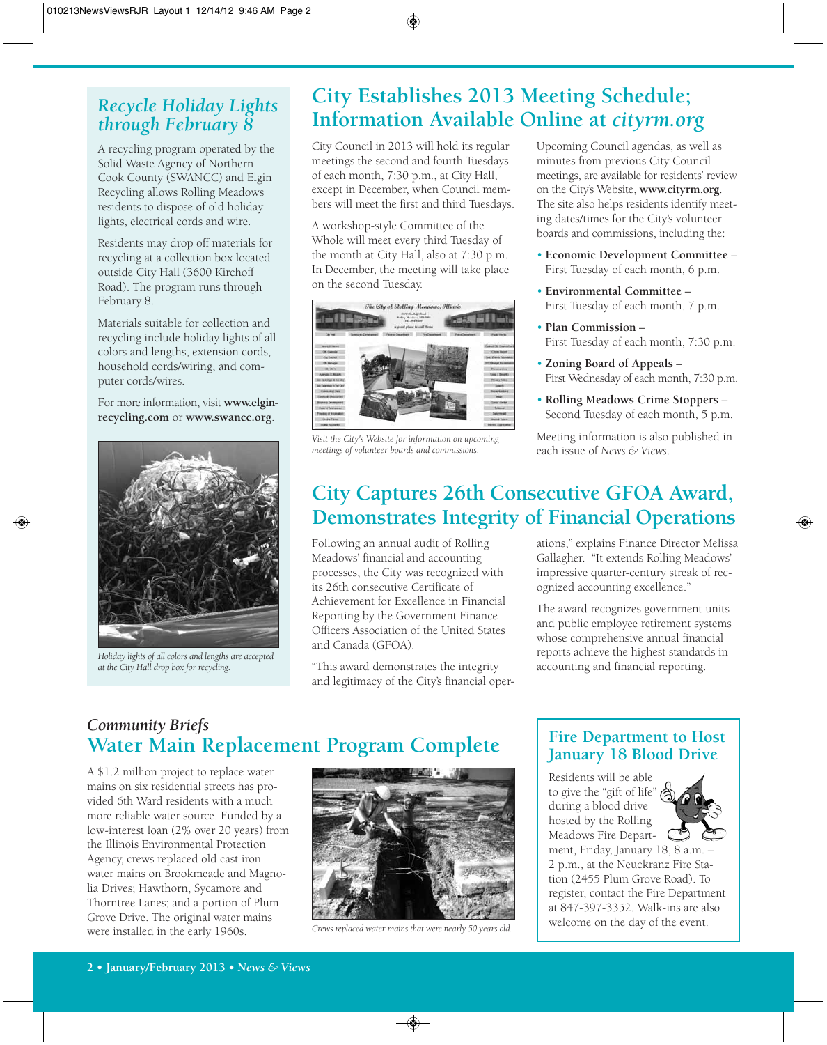## *Recycle Holiday Lights through February 8*

A recycling program operated by the Solid Waste Agency of Northern Cook County (SWANCC) and Elgin Recycling allows Rolling Meadows residents to dispose of old holiday lights, electrical cords and wire.

Residents may drop off materials for recycling at a collection box located outside City Hall (3600 Kirchoff Road). The program runs through February 8.

Materials suitable for collection and recycling include holiday lights of all colors and lengths, extension cords, household cords/wiring, and computer cords/wires.

For more information, visit **www.elgin-recycling.com** or **www.swancc.org**.

*Holiday lights of all colors and lengths are accepted at the City Hall drop box for recycling.*

## City Establishes 2013 Meeting Schedule; Information Available Online at *cityrm.org*

City Council in 2013 will hold its regular meetings the second and fourth Tuesdays of each month, 7:30 p.m., at City Hall, except in December, when Council members will meet the first and third Tuesdays.

A workshop-style Committee of the Whole will meet every third Tuesday of the month at City Hall, also at 7:30 p.m. In December, the meeting will take place on the second Tuesday.

*Visit the City's Website for information on upcoming meetings of volunteer boards and commissions.*

Upcoming Council agendas, as well as minutes from previous City Council meetings, are available for residents' review on the City's Website, **www.cityrm.org**. The site also helps residents identify meeting dates/times for the City's volunteer boards and commissions, including the:

- **Economic Development Committee** – First Tuesday of each month, 6 p.m.
- **Environmental Committee** – First Tuesday of each month, 7 p.m.
- **Plan Commission** – First Tuesday of each month, 7:30 p.m.
- **Zoning Board of Appeals** – First Wednesday of each month, 7:30 p.m.
- **Rolling Meadows Crime Stoppers** – Second Tuesday of each month, 5 p.m.

Meeting information is also published in each issue of *News & Views*.

## City Captures 26th Consecutive GFOA Award, Demonstrates Integrity of Financial Operations

Following an annual audit of Rolling Meadows' financial and accounting processes, the City was recognized with its 26th consecutive Certificate of Achievement for Excellence in Financial Reporting by the Government Finance Officers Association of the United States and Canada (GFOA).

"This award demonstrates the integrity and legitimacy of the City's financial operations," explains Finance Director Melissa Gallagher. "It extends Rolling Meadows' impressive quarter-century streak of recognized accounting excellence."

The award recognizes government units and public employee retirement systems whose comprehensive annual financial reports achieve the highest standards in accounting and financial reporting.

### *Community Briefs*

## Water Main Replacement Program Complete

A $1.2 million project to replace water mains on six residential streets has provided 6th Ward residents with a much more reliable water source. Funded by a low-interest loan (2% over 20 years) from the Illinois Environmental Protection Agency, crews replaced old cast iron water mains on Brookmeade and Magnolia Drives; Hawthorn, Sycamore and Thorntree Lanes; and a portion of Plum Grove Drive. The original water mains were installed in the early 1960s.

*Crews replaced water mains that were nearly 50 years old.*

## Fire Department to Host January 18 Blood Drive

Residents will be able to give the "gift of life" during a blood drive hosted by the Rolling Meadows Fire Department, Friday, January 18, 8 a.m. – 2 p.m., at the Neuckranz Fire Station (2455 Plum Grove Road). To register, contact the Fire Department at 847-397-3352. Walk-ins are also welcome on the day of the event.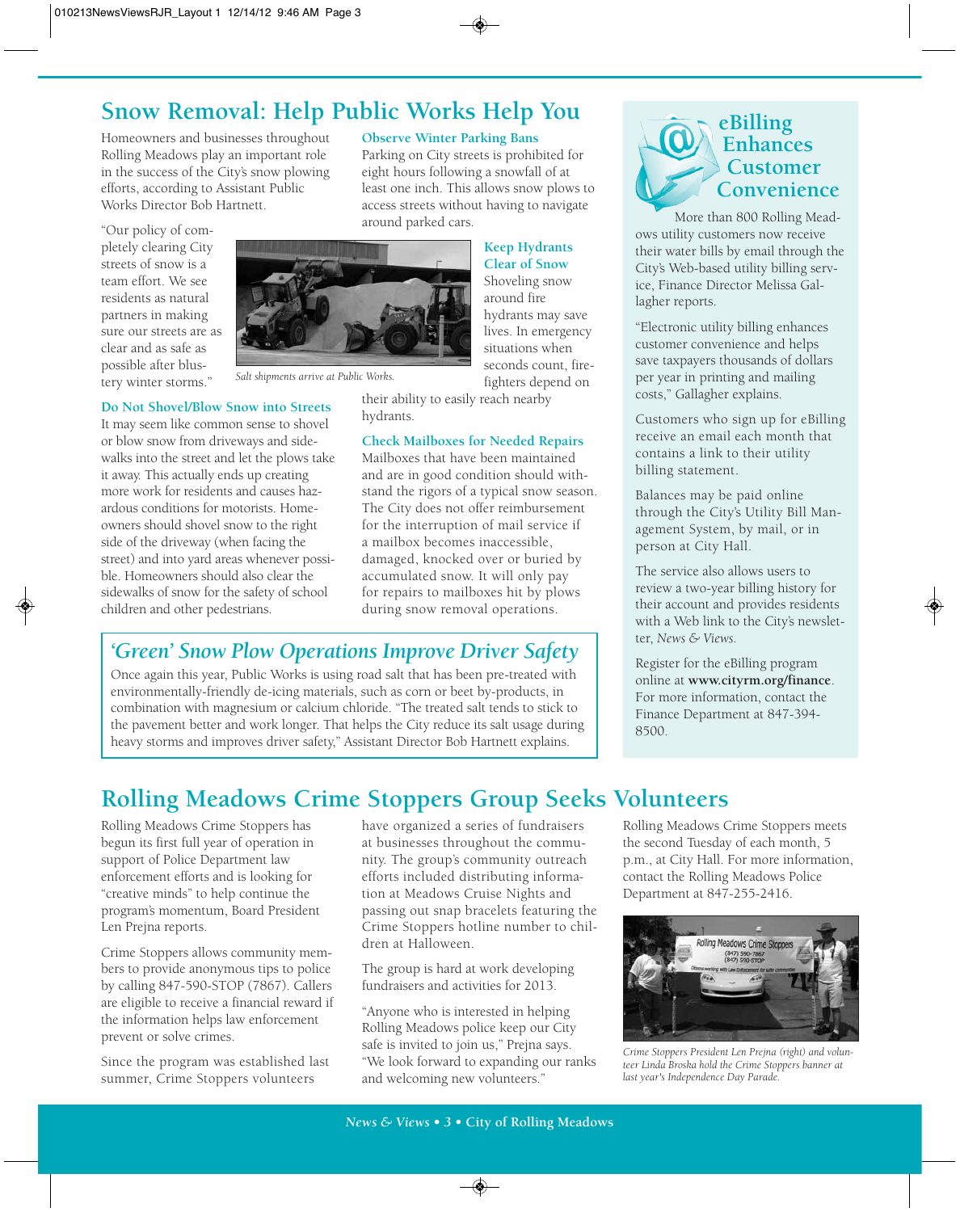## Snow Removal: Help Public Works Help You

Homeowners and businesses throughout Rolling Meadows play an important role in the success of the City's snow plowing efforts, according to Assistant Public Works Director Bob Hartnett.

"Our policy of completely clearing City streets of snow is a team effort. We see residents as natural partners in making sure our streets are as clear and as safe as possible after blustery winter storms."

Salt shipments arrive at Public Works.

### Do Not Shovel/Blow Snow into Streets

It may seem like common sense to shovel or blow snow from driveways and sidewalks into the street and let the plows take it away. This actually ends up creating more work for residents and causes hazardous conditions for motorists. Homeowners should shovel snow to the right side of the driveway (when facing the street) and into yard areas whenever possible. Homeowners should also clear the sidewalks of snow for the safety of school children and other pedestrians.

### Observe Winter Parking Bans

Parking on City streets is prohibited for eight hours following a snowfall of at least one inch. This allows snow plows to access streets without having to navigate around parked cars.

### Keep Hydrants Clear of Snow

Shoveling snow around fire hydrants may save lives. In emergency situations when seconds count, firefighters depend on their ability to easily reach nearby hydrants.

### Check Mailboxes for Needed Repairs

Mailboxes that have been maintained and are in good condition should withstand the rigors of a typical snow season. The City does not offer reimbursement for the interruption of mail service if a mailbox becomes inaccessible, damaged, knocked over or buried by accumulated snow. It will only pay for repairs to mailboxes hit by plows during snow removal operations.

### *'Green' Snow Plow Operations Improve Driver Safety*

Once again this year, Public Works is using road salt that has been pre-treated with environmentally-friendly de-icing materials, such as corn or beet by-products, in combination with magnesium or calcium chloride. "The treated salt tends to stick to the pavement better and work longer. That helps the City reduce its salt usage during heavy storms and improves driver safety," Assistant Director Bob Hartnett explains.

## eBilling Enhances Customer Convenience

More than 800 Rolling Meadows utility customers now receive their water bills by email through the City's Web-based utility billing service, Finance Director Melissa Gallagher reports.

"Electronic utility billing enhances customer convenience and helps save taxpayers thousands of dollars per year in printing and mailing costs," Gallagher explains.

Customers who sign up for eBilling receive an email each month that contains a link to their utility billing statement.

Balances may be paid online through the City's Utility Bill Management System, by mail, or in person at City Hall.

The service also allows users to review a two-year billing history for their account and provides residents with a Web link to the City's newsletter, *News & Views*.

Register for the eBilling program online at **www.cityrm.org/finance**. For more information, contact the Finance Department at 847-394-8500.

## Rolling Meadows Crime Stoppers Group Seeks Volunteers

Rolling Meadows Crime Stoppers has begun its first full year of operation in support of Police Department law enforcement efforts and is looking for "creative minds" to help continue the program's momentum, Board President Len Prejna reports.

Crime Stoppers allows community members to provide anonymous tips to police by calling 847-590-STOP (7867). Callers are eligible to receive a financial reward if the information helps law enforcement prevent or solve crimes.

Since the program was established last summer, Crime Stoppers volunteers have organized a series of fundraisers at businesses throughout the community. The group's community outreach efforts included distributing information at Meadows Cruise Nights and passing out snap bracelets featuring the Crime Stoppers hotline number to children at Halloween.

The group is hard at work developing fundraisers and activities for 2013.

"Anyone who is interested in helping Rolling Meadows police keep our City safe is invited to join us," Prejna says. "We look forward to expanding our ranks and welcoming new volunteers."

Rolling Meadows Crime Stoppers meets the second Tuesday of each month, 5 p.m., at City Hall. For more information, contact the Rolling Meadows Police Department at 847-255-2416.

*Crime Stoppers President Len Prejna (right) and volunteer Linda Broska hold the Crime Stoppers banner at last year's Independence Day Parade.*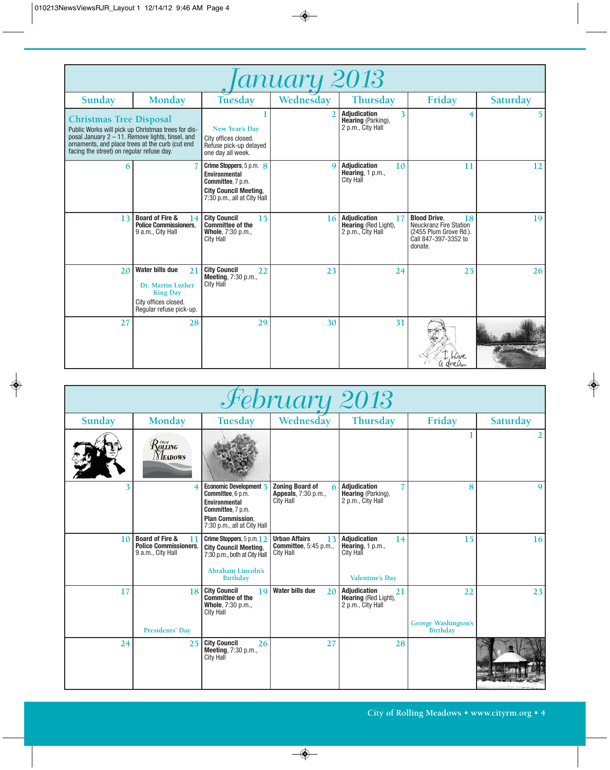# January 2013

| Sunday | Monday | Tuesday | Wednesday | Thursday | Friday | Saturday |
|---|---|---|---|---|---|---|
| **Christmas Tree Disposal** Public Works will pick up Christmas trees for disposal January 2 – 11. Remove lights, tinsel, and ornaments, and place trees at the curb (cut end facing the street) on regular refuse day. | | 1 New Year's Day. City offices closed. Refuse pick-up delayed one day all week. | 2 | 3 **Adjudication Hearing** (Parking), 2 p.m., City Hall | 4 | 5 |
| 6 | 7 | 8 **Crime Stoppers**, 5 p.m. **Environmental Committee**, 7 p.m. **City Council Meeting**, 7:30 p.m., all at City Hall | 9 | 10 **Adjudication Hearing**, 1 p.m., City Hall | 11 | 12 |
| 13 | 14 **Board of Fire & Police Commissioners**, 9 a.m., City Hall | 15 **City Council Committee of the Whole**, 7:30 p.m., City Hall | 16 | 17 **Adjudication Hearing** (Red Light), 2 p.m., City Hall | 18 **Blood Drive**, Neuckranz Fire Station (2455 Plum Grove Rd.). Call 847-397-3352 to donate. | 19 |
| 20 | 21 **Water bills due**. Dr. Martin Luther King Day. City offices closed. Regular refuse pick-up. | 22 **City Council Meeting**, 7:30 p.m., City Hall | 23 | 24 | 25 | 26 |
| 27 | 28 | 29 | 30 | 31 | | |

# February 2013

| Sunday | Monday | Tuesday | Wednesday | Thursday | Friday | Saturday |
|---|---|---|---|---|---|---|
| | | | | | 1 | 2 |
| 3 | 4 | 5 **Economic Development Committee**, 6 p.m. **Environmental Committee**, 7 p.m. **Plan Commission**, 7:30 p.m., all at City Hall | 6 **Zoning Board of Appeals**, 7:30 p.m., City Hall | 7 **Adjudication Hearing** (Parking), 2 p.m., City Hall | 8 | 9 |
| 10 | 11 **Board of Fire & Police Commissioners**, 9 a.m., City Hall | 12 **Crime Stoppers**, 5 p.m. **City Council Meeting**, 7:30 p.m., both at City Hall. Abraham Lincoln's Birthday | 13 **Urban Affairs Committee**, 5:45 p.m., City Hall | 14 **Adjudication Hearing**, 1 p.m., City Hall. Valentine's Day | 15 | 16 |
| 17 | 18 Presidents' Day | 19 **City Council Committee of the Whole**, 7:30 p.m., City Hall | 20 **Water bills due** | 21 **Adjudication Hearing** (Red Light), 2 p.m., City Hall | 22 George Washington's Birthday | 23 |
| 24 | 25 | 26 **City Council Meeting**, 7:30 p.m., City Hall | 27 | 28 | | |

City of Rolling Meadows • www.cityrm.org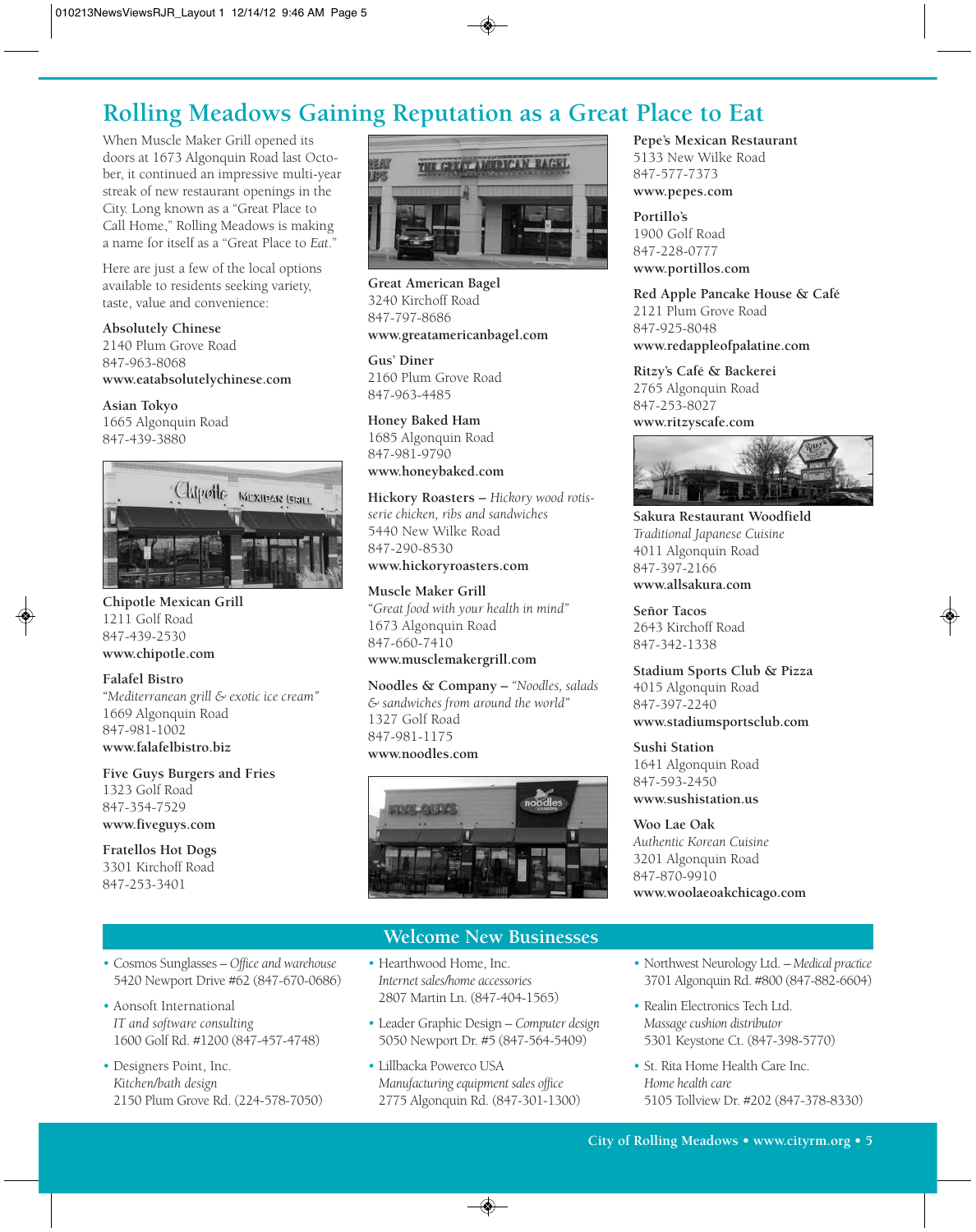# Rolling Meadows Gaining Reputation as a Great Place to Eat

When Muscle Maker Grill opened its doors at 1673 Algonquin Road last October, it continued an impressive multi-year streak of new restaurant openings in the City. Long known as a "Great Place to Call Home," Rolling Meadows is making a name for itself as a "Great Place to *Eat*."

Here are just a few of the local options available to residents seeking variety, taste, value and convenience:

**Absolutely Chinese**
2140 Plum Grove Road
847-963-8068
**www.eatabsolutelychinese.com**

**Asian Tokyo**
1665 Algonquin Road
847-439-3880

**Chipotle Mexican Grill**
1211 Golf Road
847-439-2530
**www.chipotle.com**

**Falafel Bistro**
*"Mediterranean grill & exotic ice cream"*
1669 Algonquin Road
847-981-1002
**www.falafelbistro.biz**

**Five Guys Burgers and Fries**
1323 Golf Road
847-354-7529
**www.fiveguys.com**

**Fratellos Hot Dogs**
3301 Kirchoff Road
847-253-3401

**Great American Bagel**
3240 Kirchoff Road
847-797-8686
**www.greatamericanbagel.com**

**Gus' Diner**
2160 Plum Grove Road
847-963-4485

**Honey Baked Ham**
1685 Algonquin Road
847-981-9790
**www.honeybaked.com**

**Hickory Roasters** – *Hickory wood rotisserie chicken, ribs and sandwiches*
5440 New Wilke Road
847-290-8530
**www.hickoryroasters.com**

**Muscle Maker Grill**
*"Great food with your health in mind"*
1673 Algonquin Road
847-660-7410
**www.musclemakergrill.com**

**Noodles & Company** – *"Noodles, salads & sandwiches from around the world"*
1327 Golf Road
847-981-1175
**www.noodles.com**

**Pepe's Mexican Restaurant**
5133 New Wilke Road
847-577-7373
**www.pepes.com**

**Portillo's**
1900 Golf Road
847-228-0777
**www.portillos.com**

**Red Apple Pancake House & Café**
2121 Plum Grove Road
847-925-8048
**www.redappleofpalatine.com**

**Ritzy's Café & Backerei**
2765 Algonquin Road
847-253-8027
**www.ritzyscafe.com**

**Sakura Restaurant Woodfield**
*Traditional Japanese Cuisine*
4011 Algonquin Road
847-397-2166
**www.allsakura.com**

**Señor Tacos**
2643 Kirchoff Road
847-342-1338

**Stadium Sports Club & Pizza**
4015 Algonquin Road
847-397-2240
**www.stadiumsportsclub.com**

**Sushi Station**
1641 Algonquin Road
847-593-2450
**www.sushistation.us**

**Woo Lae Oak**
*Authentic Korean Cuisine*
3201 Algonquin Road
847-870-9910
**www.woolaeoakchicago.com**

## Welcome New Businesses

- Cosmos Sunglasses – *Office and warehouse*
  5420 Newport Drive #62 (847-670-0686)
- Aonsoft International
  *IT and software consulting*
  1600 Golf Rd. #1200 (847-457-4748)
- Designers Point, Inc.
  *Kitchen/bath design*
  2150 Plum Grove Rd. (224-578-7050)
- Hearthwood Home, Inc.
  *Internet sales/home accessories*
  2807 Martin Ln. (847-404-1565)
- Leader Graphic Design – *Computer design*
  5050 Newport Dr. #5 (847-564-5409)
- Lillbacka Powerco USA
  *Manufacturing equipment sales office*
  2775 Algonquin Rd. (847-301-1300)
- Northwest Neurology Ltd. – *Medical practice*
  3701 Algonquin Rd. #800 (847-882-6604)
- Realin Electronics Tech Ltd.
  *Massage cushion distributor*
  5301 Keystone Ct. (847-398-5770)
- St. Rita Home Health Care Inc.
  *Home health care*
  5105 Tollview Dr. #202 (847-378-8330)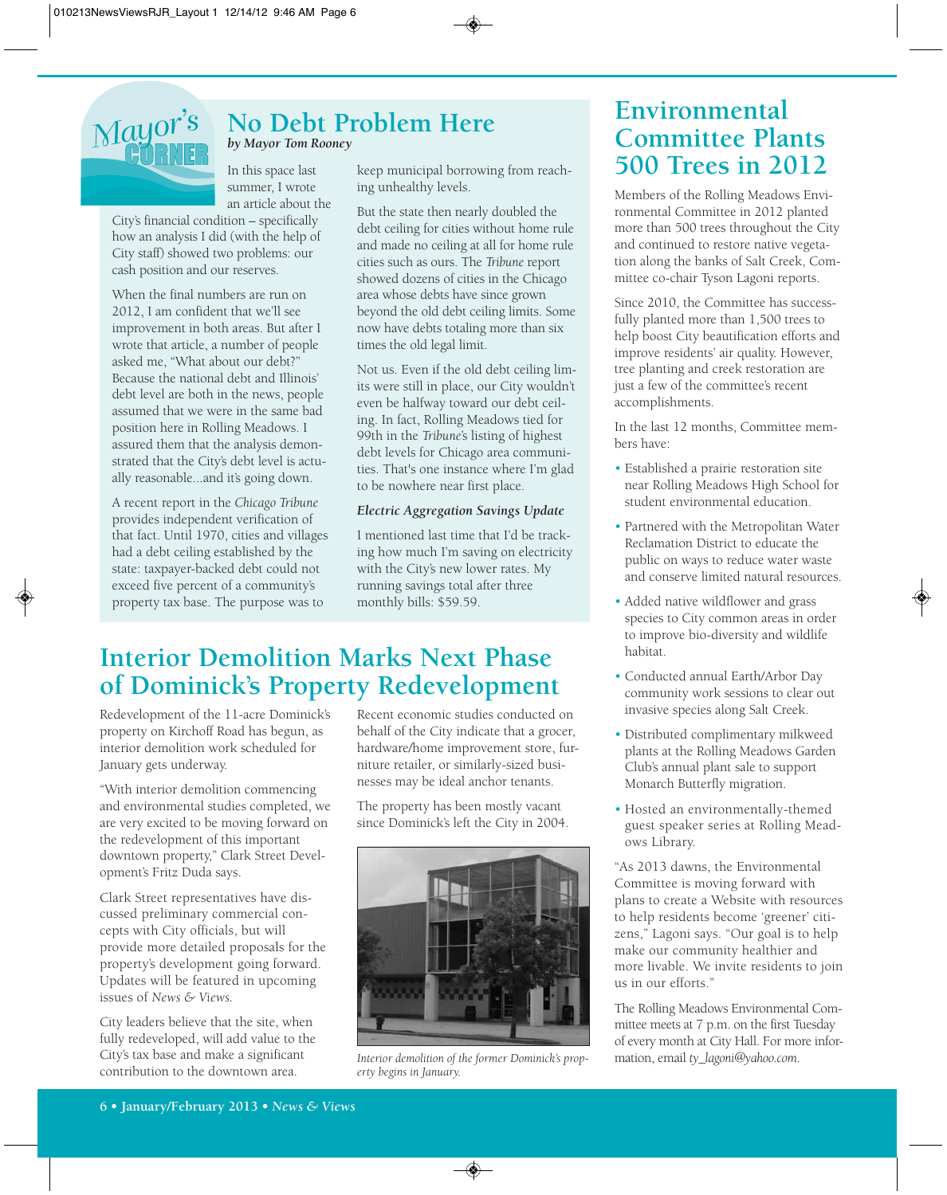## Mayor's Corner

# No Debt Problem Here

*by Mayor Tom Rooney*

In this space last summer, I wrote an article about the City's financial condition – specifically how an analysis I did (with the help of City staff) showed two problems: our cash position and our reserves.

When the final numbers are run on 2012, I am confident that we'll see improvement in both areas. But after I wrote that article, a number of people asked me, "What about our debt?" Because the national debt and Illinois' debt level are both in the news, people assumed that we were in the same bad position here in Rolling Meadows. I assured them that the analysis demonstrated that the City's debt level is actually reasonable...and it's going down.

A recent report in the *Chicago Tribune* provides independent verification of that fact. Until 1970, cities and villages had a debt ceiling established by the state: taxpayer-backed debt could not exceed five percent of a community's property tax base. The purpose was to keep municipal borrowing from reaching unhealthy levels.

But the state then nearly doubled the debt ceiling for cities without home rule and made no ceiling at all for home rule cities such as ours. The *Tribune* report showed dozens of cities in the Chicago area whose debts have since grown beyond the old debt ceiling limits. Some now have debts totaling more than six times the old legal limit.

Not us. Even if the old debt ceiling limits were still in place, our City wouldn't even be halfway toward our debt ceiling. In fact, Rolling Meadows tied for 99th in the *Tribune*'s listing of highest debt levels for Chicago area communities. That's one instance where I'm glad to be nowhere near first place.

***Electric Aggregation Savings Update***

I mentioned last time that I'd be tracking how much I'm saving on electricity with the City's new lower rates. My running savings total after three monthly bills: $59.59.

# Interior Demolition Marks Next Phase of Dominick's Property Redevelopment

Redevelopment of the 11-acre Dominick's property on Kirchoff Road has begun, as interior demolition work scheduled for January gets underway.

"With interior demolition commencing and environmental studies completed, we are very excited to be moving forward on the redevelopment of this important downtown property," Clark Street Development's Fritz Duda says.

Clark Street representatives have discussed preliminary commercial concepts with City officials, but will provide more detailed proposals for the property's development going forward. Updates will be featured in upcoming issues of *News & Views*.

City leaders believe that the site, when fully redeveloped, will add value to the City's tax base and make a significant contribution to the downtown area.

Recent economic studies conducted on behalf of the City indicate that a grocer, hardware/home improvement store, furniture retailer, or similarly-sized businesses may be ideal anchor tenants.

The property has been mostly vacant since Dominick's left the City in 2004.

*Interior demolition of the former Dominick's property begins in January.*

# Environmental Committee Plants 500 Trees in 2012

Members of the Rolling Meadows Environmental Committee in 2012 planted more than 500 trees throughout the City and continued to restore native vegetation along the banks of Salt Creek, Committee co-chair Tyson Lagoni reports.

Since 2010, the Committee has successfully planted more than 1,500 trees to help boost City beautification efforts and improve residents' air quality. However, tree planting and creek restoration are just a few of the committee's recent accomplishments.

In the last 12 months, Committee members have:

- Established a prairie restoration site near Rolling Meadows High School for student environmental education.
- Partnered with the Metropolitan Water Reclamation District to educate the public on ways to reduce water waste and conserve limited natural resources.
- Added native wildflower and grass species to City common areas in order to improve bio-diversity and wildlife habitat.
- Conducted annual Earth/Arbor Day community work sessions to clear out invasive species along Salt Creek.
- Distributed complimentary milkweed plants at the Rolling Meadows Garden Club's annual plant sale to support Monarch Butterfly migration.
- Hosted an environmentally-themed guest speaker series at Rolling Meadows Library.

"As 2013 dawns, the Environmental Committee is moving forward with plans to create a Website with resources to help residents become 'greener' citizens," Lagoni says. "Our goal is to help make our community healthier and more livable. We invite residents to join us in our efforts."

The Rolling Meadows Environmental Committee meets at 7 p.m. on the first Tuesday of every month at City Hall. For more information, email *ty_lagoni@yahoo.com*.